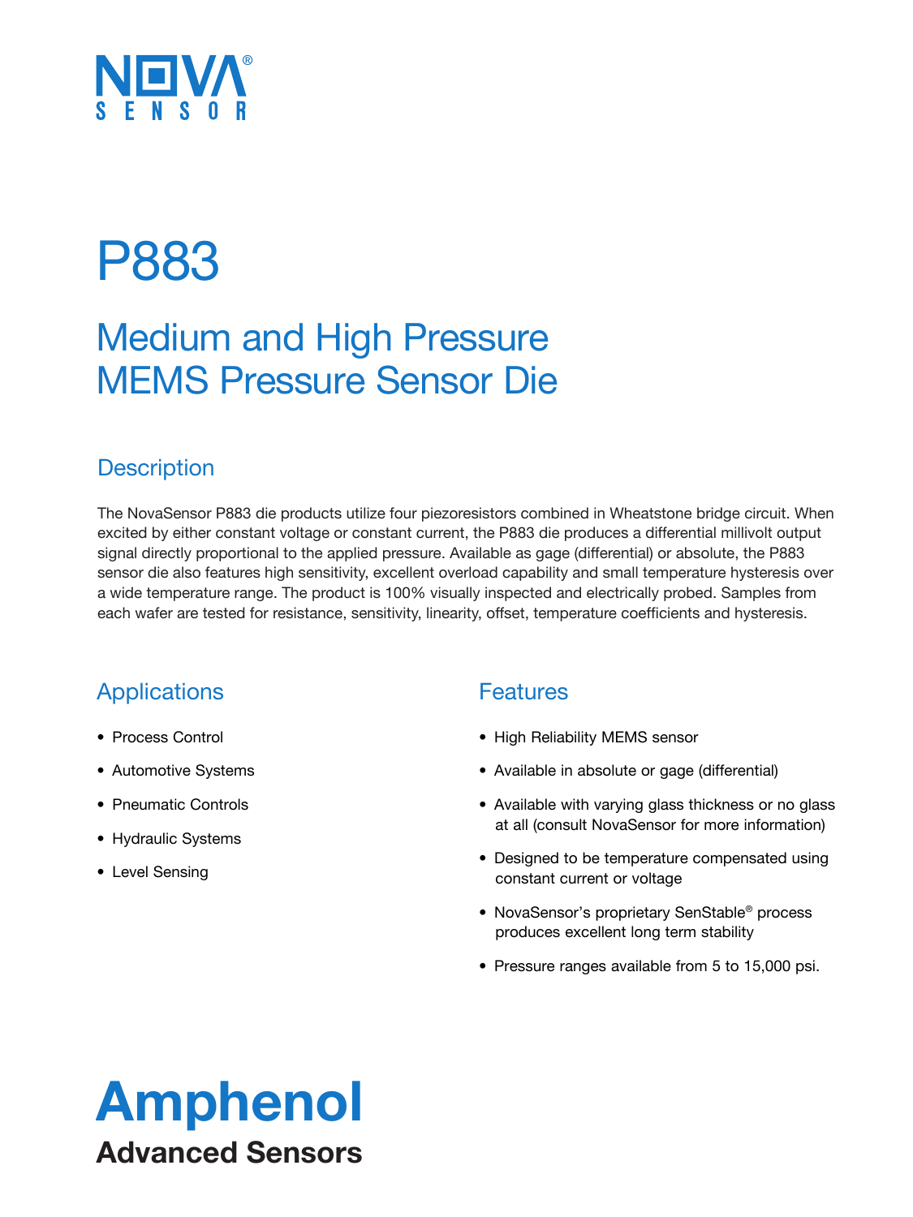NOVA® SENSOR

# P883

## Medium and High Pressure MEMS Pressure Sensor Die

### Description

The NovaSensor P883 die products utilize four piezoresistors combined in Wheatstone bridge circuit. When excited by either constant voltage or constant current, the P883 die produces a differential millivolt output signal directly proportional to the applied pressure. Available as gage (differential) or absolute, the P883 sensor die also features high sensitivity, excellent overload capability and small temperature hysteresis over a wide temperature range. The product is 100% visually inspected and electrically probed. Samples from each wafer are tested for resistance, sensitivity, linearity, offset, temperature coefficients and hysteresis.

### Applications

- Process Control
- Automotive Systems
- Pneumatic Controls
- Hydraulic Systems
- Level Sensing

### Features

- High Reliability MEMS sensor
- Available in absolute or gage (differential)
- Available with varying glass thickness or no glass at all (consult NovaSensor for more information)
- Designed to be temperature compensated using constant current or voltage
- NovaSensor's proprietary SenStable® process produces excellent long term stability
- Pressure ranges available from 5 to 15,000 psi.

**Amphenol**
**Advanced Sensors**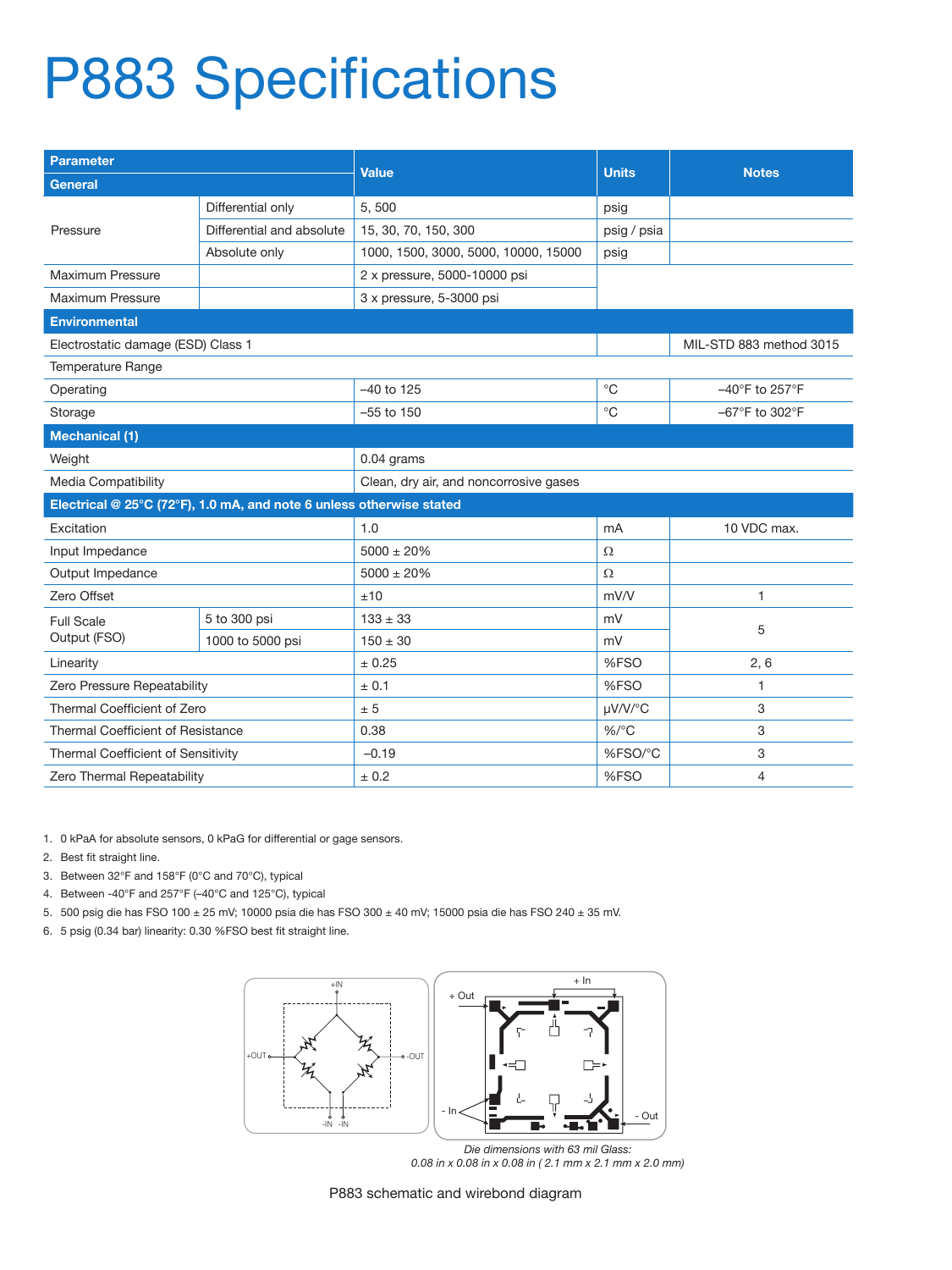# P883 Specifications

| Parameter | | Value | Units | Notes |
|---|---|---|---|---|
| **General** | | | | |
| Pressure | Differential only | 5, 500 | psig | |
| | Differential and absolute | 15, 30, 70, 150, 300 | psig / psia | |
| | Absolute only | 1000, 1500, 3000, 5000, 10000, 15000 | psig | |
| Maximum Pressure | | 2 x pressure, 5000-10000 psi | | |
| Maximum Pressure | | 3 x pressure, 5-3000 psi | | |
| **Environmental** | | | | |
| Electrostatic damage (ESD) Class 1 | | | | MIL-STD 883 method 3015 |
| Temperature Range | | | | |
| Operating | | –40 to 125 | °C | –40°F to 257°F |
| Storage | | –55 to 150 | °C | –67°F to 302°F |
| **Mechanical (1)** | | | | |
| Weight | | 0.04 grams | | |
| Media Compatibility | | Clean, dry air, and noncorrosive gases | | |
| **Electrical @ 25°C (72°F), 1.0 mA, and note 6 unless otherwise stated** | | | | |
| Excitation | | 1.0 | mA | 10 VDC max. |
| Input Impedance | | 5000 ± 20% | Ω | |
| Output Impedance | | 5000 ± 20% | Ω | |
| Zero Offset | | ±10 | mV/V | 1 |
| Full Scale Output (FSO) | 5 to 300 psi | 133 ± 33 | mV | 5 |
| | 1000 to 5000 psi | 150 ± 30 | mV | |
| Linearity | | ± 0.25 | %FSO | 2, 6 |
| Zero Pressure Repeatability | | ± 0.1 | %FSO | 1 |
| Thermal Coefficient of Zero | | ± 5 | μV/V/°C | 3 |
| Thermal Coefficient of Resistance | | 0.38 | %/°C | 3 |
| Thermal Coefficient of Sensitivity | | –0.19 | %FSO/°C | 3 |
| Zero Thermal Repeatability | | ± 0.2 | %FSO | 4 |

1. 0 kPaA for absolute sensors, 0 kPaG for differential or gage sensors.
2. Best fit straight line.
3. Between 32°F and 158°F (0°C and 70°C), typical
4. Between -40°F and 257°F (–40°C and 125°C), typical
5. 500 psig die has FSO 100 ± 25 mV; 10000 psia die has FSO 300 ± 40 mV; 15000 psia die has FSO 240 ± 35 mV.
6. 5 psig (0.34 bar) linearity: 0.30 %FSO best fit straight line.

*Die dimensions with 63 mil Glass: 0.08 in x 0.08 in x 0.08 in ( 2.1 mm x 2.1 mm x 2.0 mm)*

P883 schematic and wirebond diagram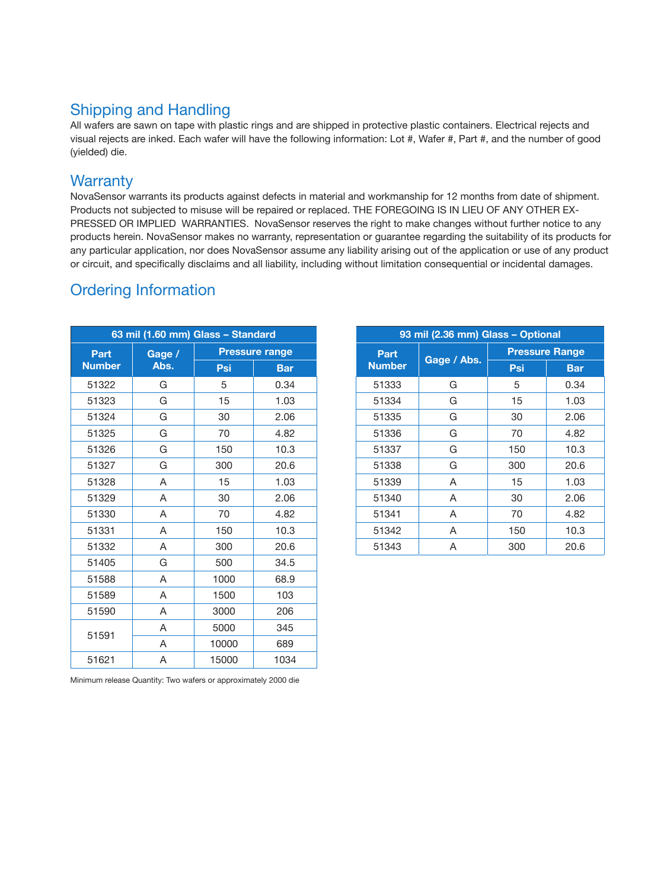## Shipping and Handling

All wafers are sawn on tape with plastic rings and are shipped in protective plastic containers. Electrical rejects and visual rejects are inked. Each wafer will have the following information: Lot #, Wafer #, Part #, and the number of good (yielded) die.

## Warranty

NovaSensor warrants its products against defects in material and workmanship for 12 months from date of shipment. Products not subjected to misuse will be repaired or replaced. THE FOREGOING IS IN LIEU OF ANY OTHER EXPRESSED OR IMPLIED WARRANTIES. NovaSensor reserves the right to make changes without further notice to any products herein. NovaSensor makes no warranty, representation or guarantee regarding the suitability of its products for any particular application, nor does NovaSensor assume any liability arising out of the application or use of any product or circuit, and specifically disclaims and all liability, including without limitation consequential or incidental damages.

## Ordering Information

**63 mil (1.60 mm) Glass – Standard**

| Part Number | Gage / Abs. | Pressure range | |
|---|---|---|---|
| | | Psi | Bar |
| 51322 | G | 5 | 0.34 |
| 51323 | G | 15 | 1.03 |
| 51324 | G | 30 | 2.06 |
| 51325 | G | 70 | 4.82 |
| 51326 | G | 150 | 10.3 |
| 51327 | G | 300 | 20.6 |
| 51328 | A | 15 | 1.03 |
| 51329 | A | 30 | 2.06 |
| 51330 | A | 70 | 4.82 |
| 51331 | A | 150 | 10.3 |
| 51332 | A | 300 | 20.6 |
| 51405 | G | 500 | 34.5 |
| 51588 | A | 1000 | 68.9 |
| 51589 | A | 1500 | 103 |
| 51590 | A | 3000 | 206 |
| 51591 | A | 5000 | 345 |
| | A | 10000 | 689 |
| 51621 | A | 15000 | 1034 |

Minimum release Quantity: Two wafers or approximately 2000 die

**93 mil (2.36 mm) Glass – Optional**

| Part Number | Gage / Abs. | Pressure Range | |
|---|---|---|---|
| | | Psi | Bar |
| 51333 | G | 5 | 0.34 |
| 51334 | G | 15 | 1.03 |
| 51335 | G | 30 | 2.06 |
| 51336 | G | 70 | 4.82 |
| 51337 | G | 150 | 10.3 |
| 51338 | G | 300 | 20.6 |
| 51339 | A | 15 | 1.03 |
| 51340 | A | 30 | 2.06 |
| 51341 | A | 70 | 4.82 |
| 51342 | A | 150 | 10.3 |
| 51343 | A | 300 | 20.6 |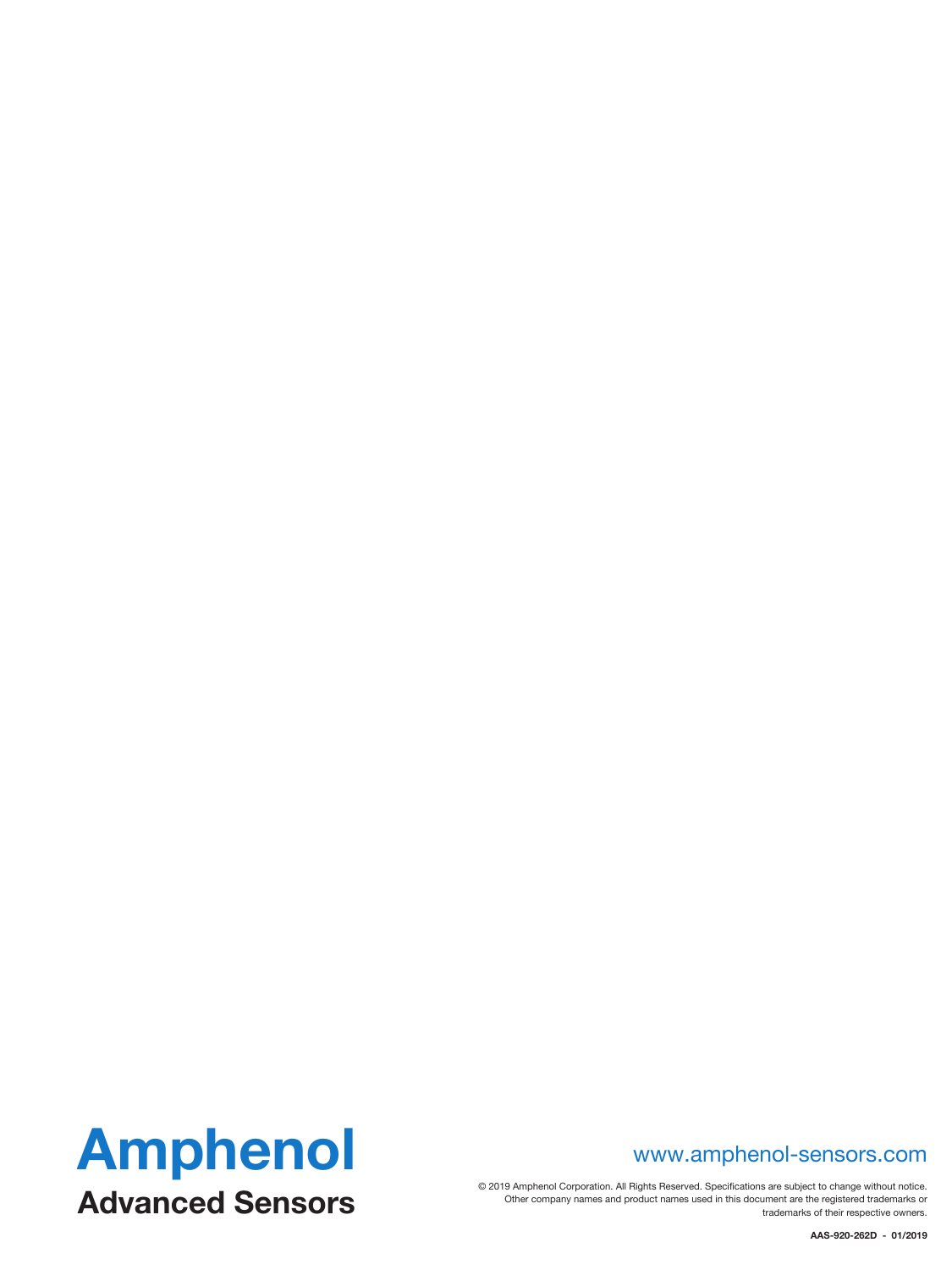**Amphenol**

**Advanced Sensors**

www.amphenol-sensors.com

© 2019 Amphenol Corporation. All Rights Reserved. Specifications are subject to change without notice. Other company names and product names used in this document are the registered trademarks or trademarks of their respective owners.

**AAS-920-262D - 01/2019**